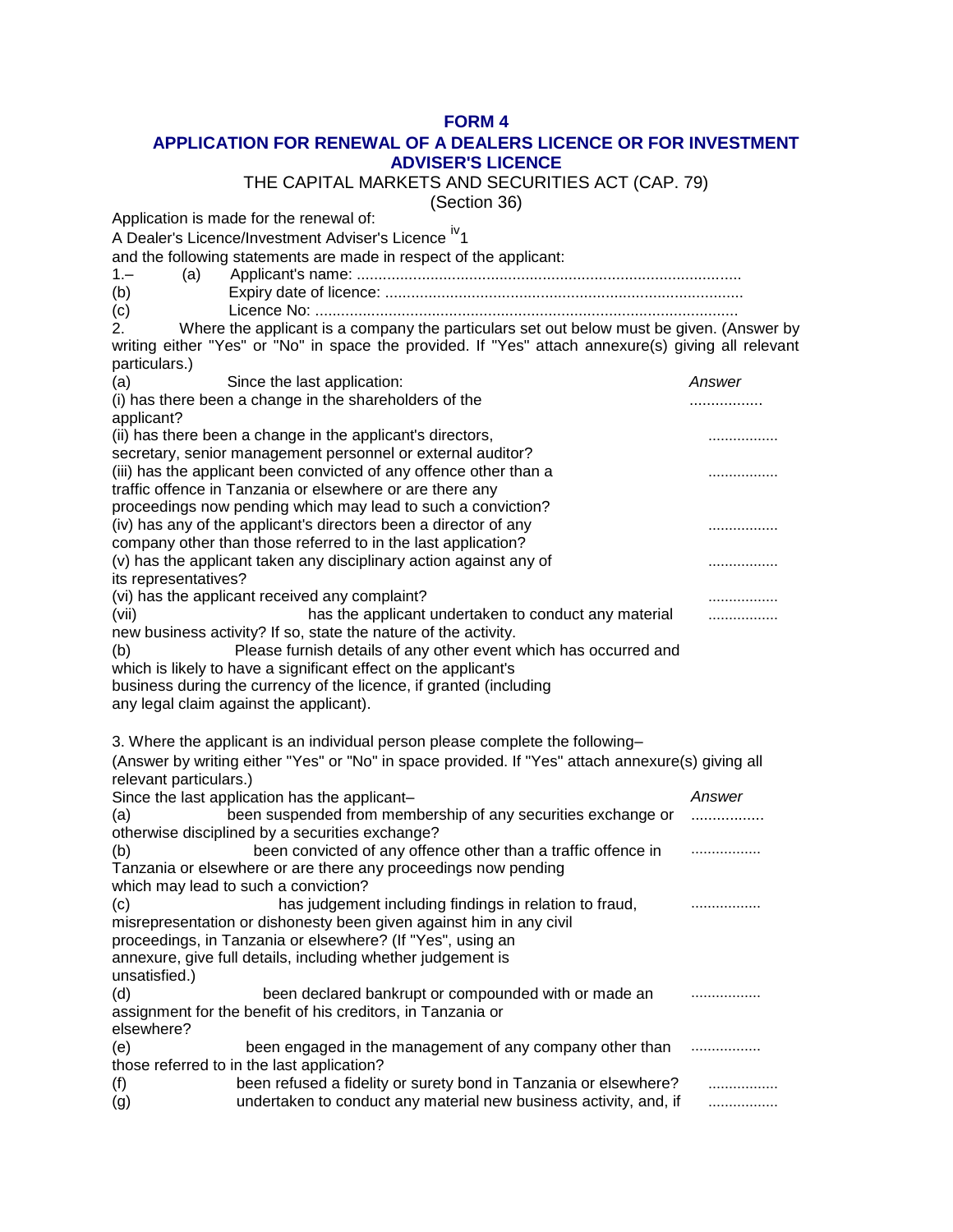## FORM 4

## APPLICATION FOR RENEWAL OF A DEALERS LICENCE OR FOR INVESTMENT ADVISER'S LICENCE

THE CAPITAL MARKETS AND SECURITIES ACT (CAP. 79)

(Section 36)

Application is made for the renewal of:

A Dealer's Licence/Investment Adviser's Licence [iv]1

and the following statements are made in respect of the applicant:

1.– (a) Applicant's name: ........................................................................................

(b) Expiry date of licence: ...................................................................................

(c) Licence No: ..................................................................................................

2. Where the applicant is a company the particulars set out below must be given. (Answer by writing either "Yes" or "No" in space the provided. If "Yes" attach annexure(s) giving all relevant particulars.)

| (a) Since the last application: | *Answer* |
|---|---|
| (i) has there been a change in the shareholders of the applicant? | ................. |
| (ii) has there been a change in the applicant's directors, secretary, senior management personnel or external auditor? | ................. |
| (iii) has the applicant been convicted of any offence other than a traffic offence in Tanzania or elsewhere or are there any proceedings now pending which may lead to such a conviction? | ................. |
| (iv) has any of the applicant's directors been a director of any company other than those referred to in the last application? | ................. |
| (v) has the applicant taken any disciplinary action against any of its representatives? | ................. |
| (vi) has the applicant received any complaint? | ................. |
| (vii) has the applicant undertaken to conduct any material new business activity? If so, state the nature of the activity. | ................. |

(b) Please furnish details of any other event which has occurred and which is likely to have a significant effect on the applicant's business during the currency of the licence, if granted (including any legal claim against the applicant).

3. Where the applicant is an individual person please complete the following–

(Answer by writing either "Yes" or "No" in space provided. If "Yes" attach annexure(s) giving all relevant particulars.)

| Since the last application has the applicant– | *Answer* |
|---|---|
| (a) been suspended from membership of any securities exchange or otherwise disciplined by a securities exchange? | ................. |
| (b) been convicted of any offence other than a traffic offence in Tanzania or elsewhere or are there any proceedings now pending which may lead to such a conviction? | ................. |
| (c) has judgement including findings in relation to fraud, misrepresentation or dishonesty been given against him in any civil proceedings, in Tanzania or elsewhere? (If "Yes", using an annexure, give full details, including whether judgement is unsatisfied.) | ................. |
| (d) been declared bankrupt or compounded with or made an assignment for the benefit of his creditors, in Tanzania or elsewhere? | ................. |
| (e) been engaged in the management of any company other than those referred to in the last application? | ................. |
| (f) been refused a fidelity or surety bond in Tanzania or elsewhere? | ................. |
| (g) undertaken to conduct any material new business activity, and, if | ................. |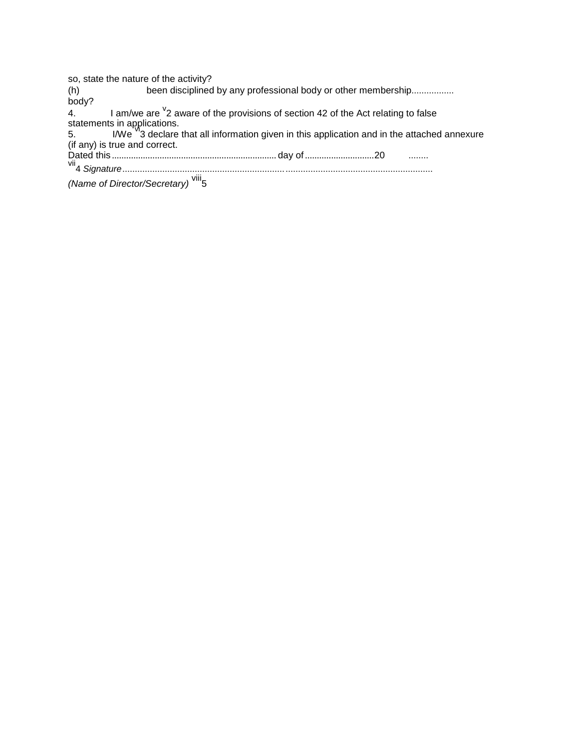so, state the nature of the activity?

(h) been disciplined by any professional body or other membership................. body?

4. I am/we are [v]2 aware of the provisions of section 42 of the Act relating to false statements in applications.

5. I/We [vi]3 declare that all information given in this application and in the attached annexure (if any) is true and correct.

Dated this..................................................................... day of.............................20 ........

[vii]4 *Signature*...............................................................................................................................

*(Name of Director/Secretary)* [viii]5